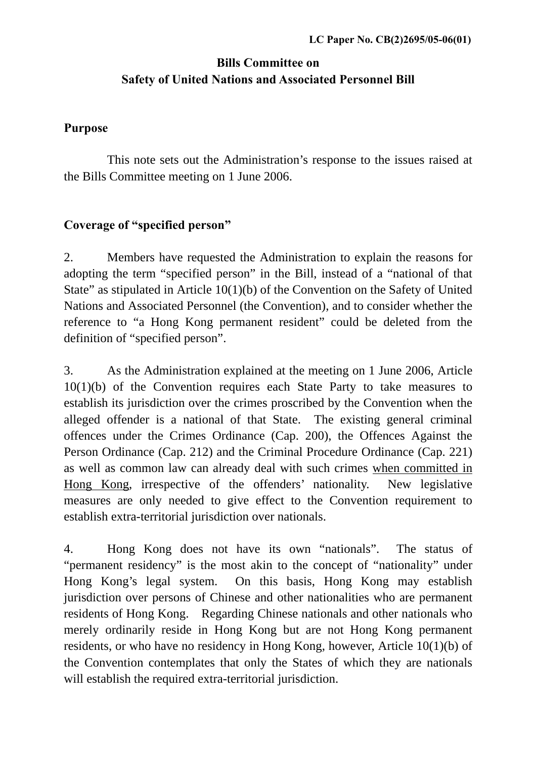**LC Paper No. CB(2)2695/05-06(01)**

**Bills Committee on**
**Safety of United Nations and Associated Personnel Bill**

**Purpose**

This note sets out the Administration's response to the issues raised at the Bills Committee meeting on 1 June 2006.

**Coverage of "specified person"**

2. Members have requested the Administration to explain the reasons for adopting the term "specified person" in the Bill, instead of a "national of that State" as stipulated in Article 10(1)(b) of the Convention on the Safety of United Nations and Associated Personnel (the Convention), and to consider whether the reference to "a Hong Kong permanent resident" could be deleted from the definition of "specified person".

3. As the Administration explained at the meeting on 1 June 2006, Article 10(1)(b) of the Convention requires each State Party to take measures to establish its jurisdiction over the crimes proscribed by the Convention when the alleged offender is a national of that State. The existing general criminal offences under the Crimes Ordinance (Cap. 200), the Offences Against the Person Ordinance (Cap. 212) and the Criminal Procedure Ordinance (Cap. 221) as well as common law can already deal with such crimes <u>when committed in Hong Kong</u>, irrespective of the offenders' nationality. New legislative measures are only needed to give effect to the Convention requirement to establish extra-territorial jurisdiction over nationals.

4. Hong Kong does not have its own "nationals". The status of "permanent residency" is the most akin to the concept of "nationality" under Hong Kong's legal system. On this basis, Hong Kong may establish jurisdiction over persons of Chinese and other nationalities who are permanent residents of Hong Kong. Regarding Chinese nationals and other nationals who merely ordinarily reside in Hong Kong but are not Hong Kong permanent residents, or who have no residency in Hong Kong, however, Article 10(1)(b) of the Convention contemplates that only the States of which they are nationals will establish the required extra-territorial jurisdiction.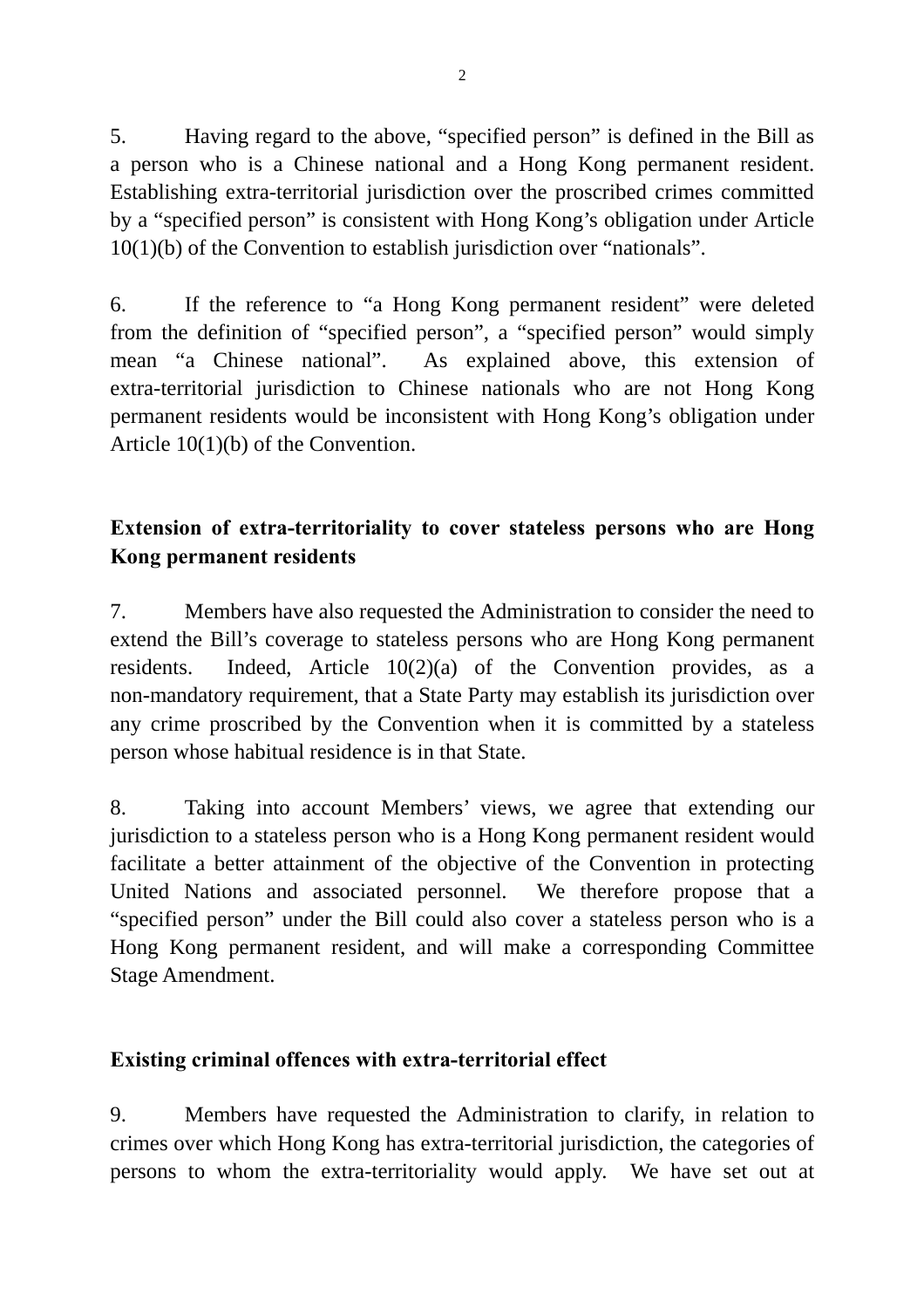5. Having regard to the above, “specified person” is defined in the Bill as a person who is a Chinese national and a Hong Kong permanent resident. Establishing extra-territorial jurisdiction over the proscribed crimes committed by a “specified person” is consistent with Hong Kong’s obligation under Article 10(1)(b) of the Convention to establish jurisdiction over “nationals”.

6. If the reference to “a Hong Kong permanent resident” were deleted from the definition of “specified person”, a “specified person” would simply mean “a Chinese national”. As explained above, this extension of extra-territorial jurisdiction to Chinese nationals who are not Hong Kong permanent residents would be inconsistent with Hong Kong’s obligation under Article 10(1)(b) of the Convention.

**Extension of extra-territoriality to cover stateless persons who are Hong Kong permanent residents**

7. Members have also requested the Administration to consider the need to extend the Bill’s coverage to stateless persons who are Hong Kong permanent residents. Indeed, Article 10(2)(a) of the Convention provides, as a non-mandatory requirement, that a State Party may establish its jurisdiction over any crime proscribed by the Convention when it is committed by a stateless person whose habitual residence is in that State.

8. Taking into account Members’ views, we agree that extending our jurisdiction to a stateless person who is a Hong Kong permanent resident would facilitate a better attainment of the objective of the Convention in protecting United Nations and associated personnel. We therefore propose that a “specified person” under the Bill could also cover a stateless person who is a Hong Kong permanent resident, and will make a corresponding Committee Stage Amendment.

**Existing criminal offences with extra-territorial effect**

9. Members have requested the Administration to clarify, in relation to crimes over which Hong Kong has extra-territorial jurisdiction, the categories of persons to whom the extra-territoriality would apply. We have set out at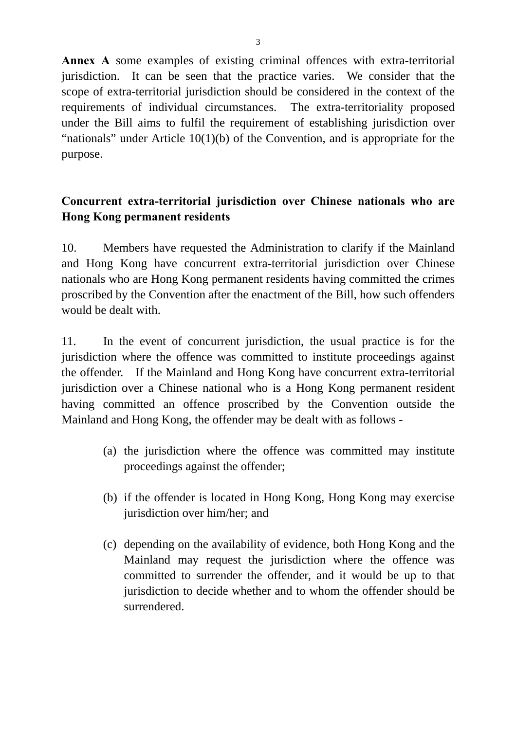**Annex A** some examples of existing criminal offences with extra-territorial jurisdiction. It can be seen that the practice varies. We consider that the scope of extra-territorial jurisdiction should be considered in the context of the requirements of individual circumstances. The extra-territoriality proposed under the Bill aims to fulfil the requirement of establishing jurisdiction over "nationals" under Article 10(1)(b) of the Convention, and is appropriate for the purpose.

**Concurrent extra-territorial jurisdiction over Chinese nationals who are Hong Kong permanent residents**

10. Members have requested the Administration to clarify if the Mainland and Hong Kong have concurrent extra-territorial jurisdiction over Chinese nationals who are Hong Kong permanent residents having committed the crimes proscribed by the Convention after the enactment of the Bill, how such offenders would be dealt with.

11. In the event of concurrent jurisdiction, the usual practice is for the jurisdiction where the offence was committed to institute proceedings against the offender. If the Mainland and Hong Kong have concurrent extra-territorial jurisdiction over a Chinese national who is a Hong Kong permanent resident having committed an offence proscribed by the Convention outside the Mainland and Hong Kong, the offender may be dealt with as follows -

(a) the jurisdiction where the offence was committed may institute proceedings against the offender;

(b) if the offender is located in Hong Kong, Hong Kong may exercise jurisdiction over him/her; and

(c) depending on the availability of evidence, both Hong Kong and the Mainland may request the jurisdiction where the offence was committed to surrender the offender, and it would be up to that jurisdiction to decide whether and to whom the offender should be surrendered.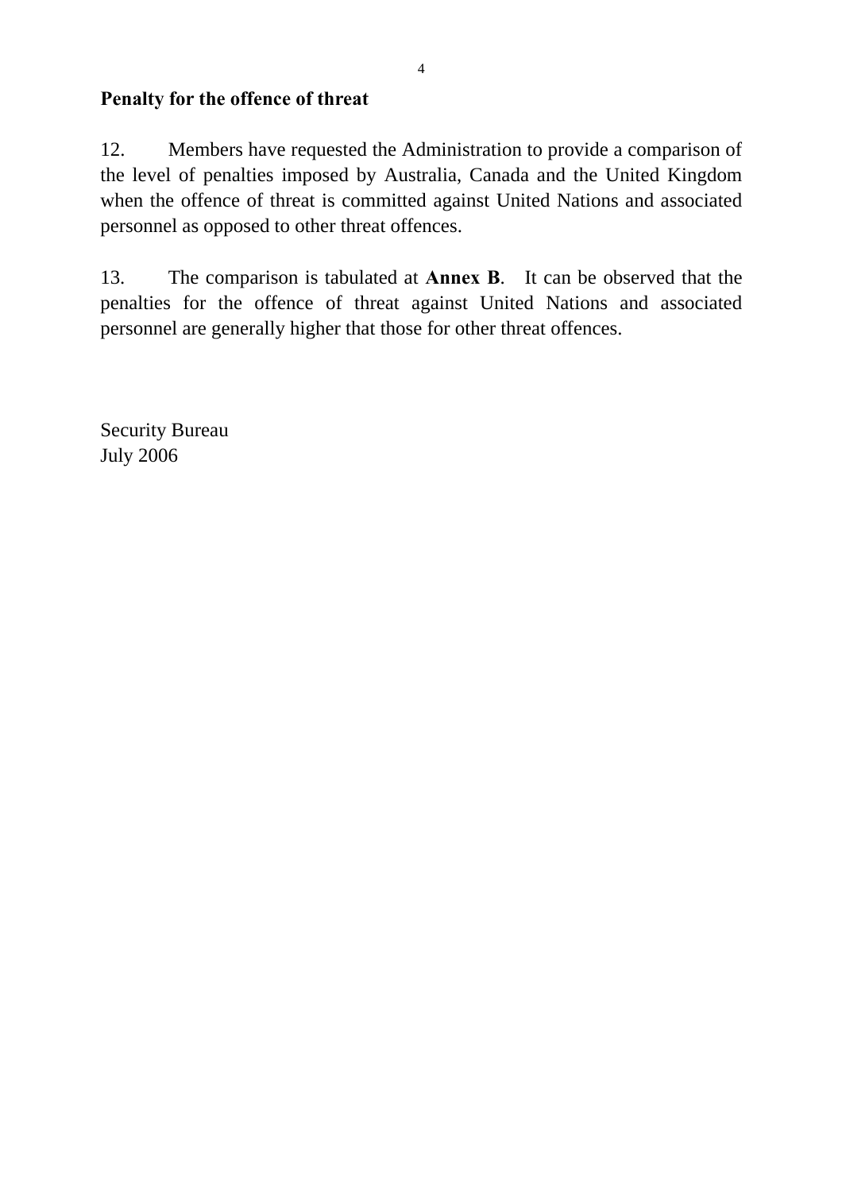**Penalty for the offence of threat**

12. Members have requested the Administration to provide a comparison of the level of penalties imposed by Australia, Canada and the United Kingdom when the offence of threat is committed against United Nations and associated personnel as opposed to other threat offences.

13. The comparison is tabulated at **Annex B**. It can be observed that the penalties for the offence of threat against United Nations and associated personnel are generally higher that those for other threat offences.

Security Bureau
July 2006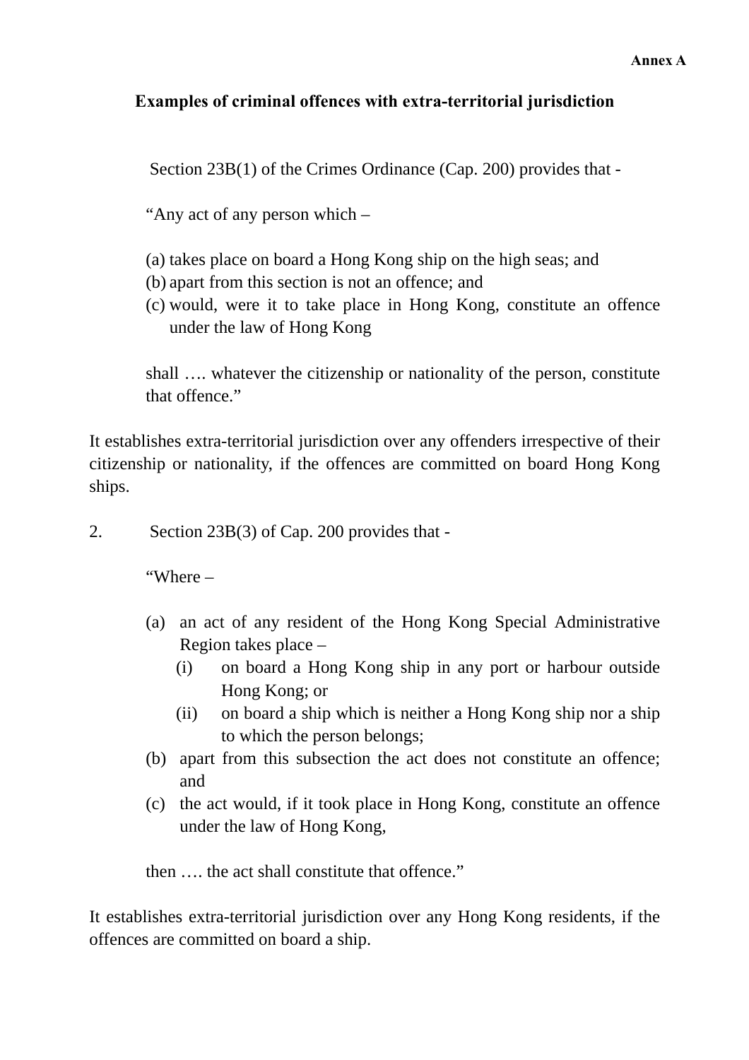**Annex A**

**Examples of criminal offences with extra-territorial jurisdiction**

Section 23B(1) of the Crimes Ordinance (Cap. 200) provides that -

> "Any act of any person which –
>
> (a) takes place on board a Hong Kong ship on the high seas; and
> (b) apart from this section is not an offence; and
> (c) would, were it to take place in Hong Kong, constitute an offence under the law of Hong Kong
>
> shall …. whatever the citizenship or nationality of the person, constitute that offence."

It establishes extra-territorial jurisdiction over any offenders irrespective of their citizenship or nationality, if the offences are committed on board Hong Kong ships.

2. Section 23B(3) of Cap. 200 provides that -

> "Where –
>
> (a) an act of any resident of the Hong Kong Special Administrative Region takes place –
>     (i) on board a Hong Kong ship in any port or harbour outside Hong Kong; or
>     (ii) on board a ship which is neither a Hong Kong ship nor a ship to which the person belongs;
> (b) apart from this subsection the act does not constitute an offence; and
> (c) the act would, if it took place in Hong Kong, constitute an offence under the law of Hong Kong,
>
> then …. the act shall constitute that offence."

It establishes extra-territorial jurisdiction over any Hong Kong residents, if the offences are committed on board a ship.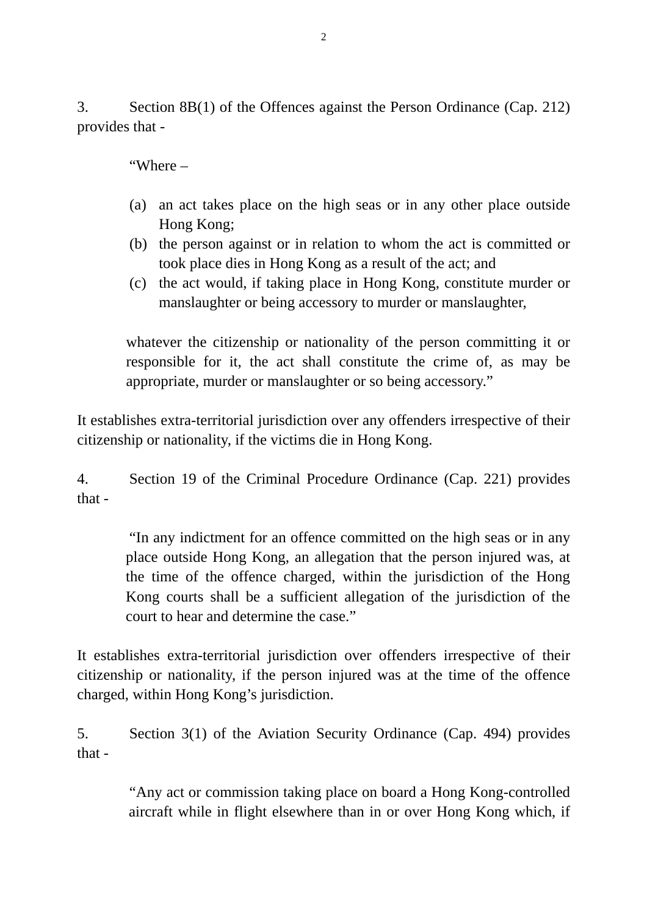3. Section 8B(1) of the Offences against the Person Ordinance (Cap. 212) provides that -

> "Where –
>
> (a) an act takes place on the high seas or in any other place outside Hong Kong;
> (b) the person against or in relation to whom the act is committed or took place dies in Hong Kong as a result of the act; and
> (c) the act would, if taking place in Hong Kong, constitute murder or manslaughter or being accessory to murder or manslaughter,
>
> whatever the citizenship or nationality of the person committing it or responsible for it, the act shall constitute the crime of, as may be appropriate, murder or manslaughter or so being accessory."

It establishes extra-territorial jurisdiction over any offenders irrespective of their citizenship or nationality, if the victims die in Hong Kong.

4. Section 19 of the Criminal Procedure Ordinance (Cap. 221) provides that -

> "In any indictment for an offence committed on the high seas or in any place outside Hong Kong, an allegation that the person injured was, at the time of the offence charged, within the jurisdiction of the Hong Kong courts shall be a sufficient allegation of the jurisdiction of the court to hear and determine the case."

It establishes extra-territorial jurisdiction over offenders irrespective of their citizenship or nationality, if the person injured was at the time of the offence charged, within Hong Kong's jurisdiction.

5. Section 3(1) of the Aviation Security Ordinance (Cap. 494) provides that -

> "Any act or commission taking place on board a Hong Kong-controlled aircraft while in flight elsewhere than in or over Hong Kong which, if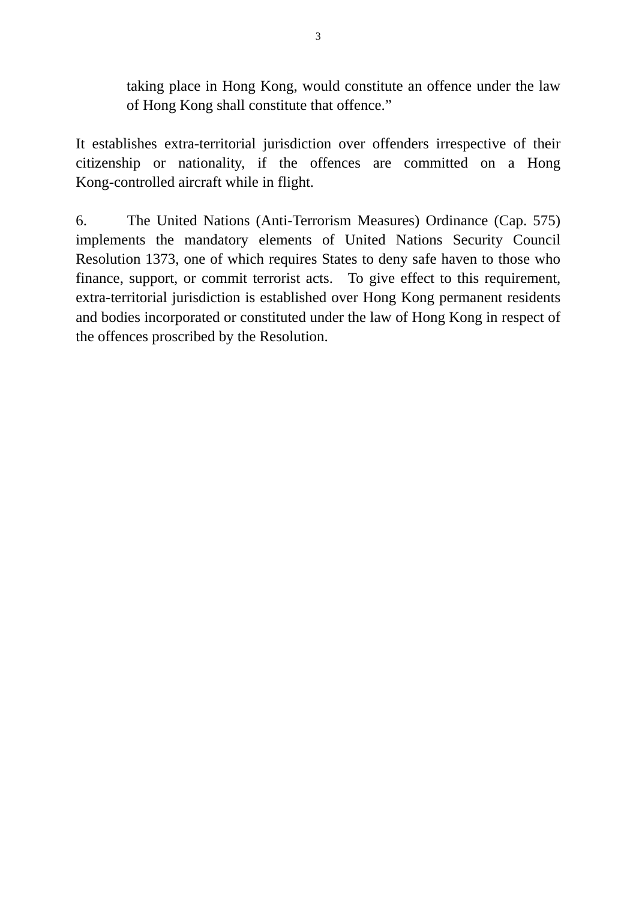> taking place in Hong Kong, would constitute an offence under the law of Hong Kong shall constitute that offence."

It establishes extra-territorial jurisdiction over offenders irrespective of their citizenship or nationality, if the offences are committed on a Hong Kong-controlled aircraft while in flight.

6. The United Nations (Anti-Terrorism Measures) Ordinance (Cap. 575) implements the mandatory elements of United Nations Security Council Resolution 1373, one of which requires States to deny safe haven to those who finance, support, or commit terrorist acts. To give effect to this requirement, extra-territorial jurisdiction is established over Hong Kong permanent residents and bodies incorporated or constituted under the law of Hong Kong in respect of the offences proscribed by the Resolution.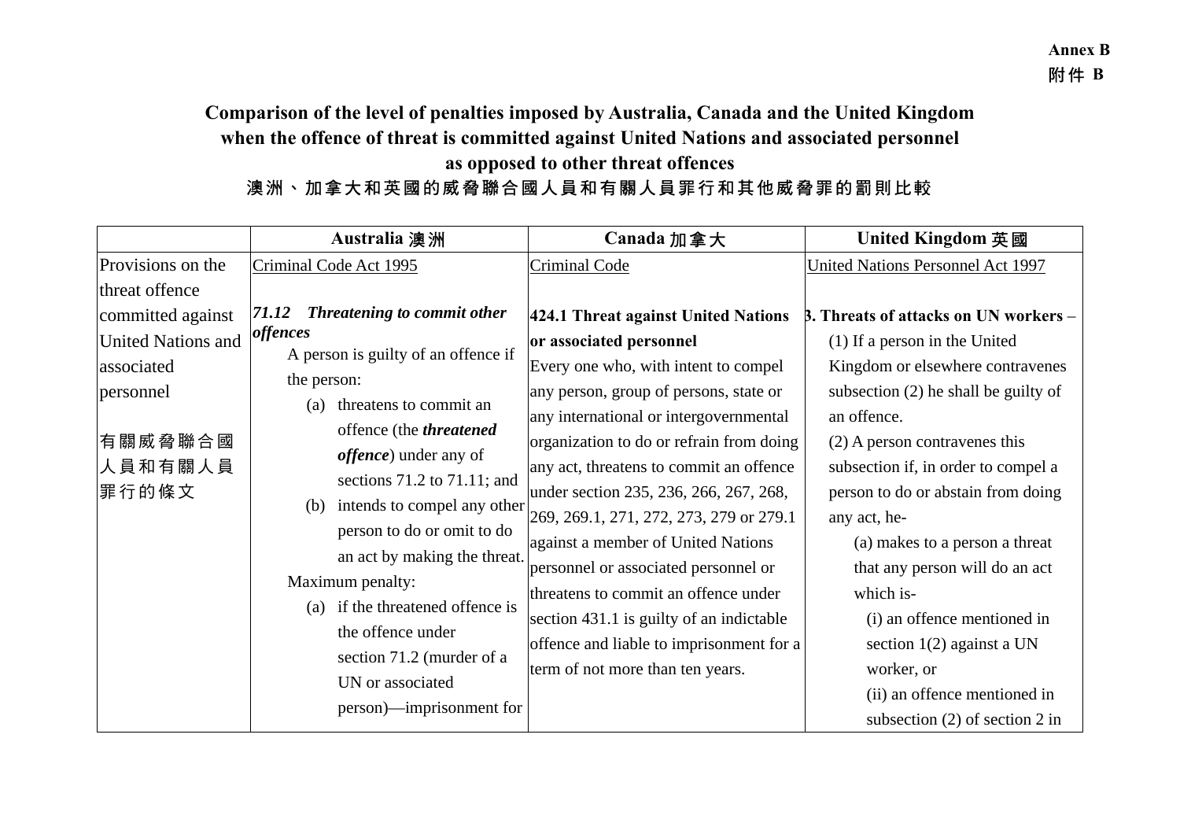**Annex B**
**附件 B**

**Comparison of the level of penalties imposed by Australia, Canada and the United Kingdom when the offence of threat is committed against United Nations and associated personnel as opposed to other threat offences**

**澳洲、加拿大和英國的威脅聯合國人員和有關人員罪行和其他威脅罪的罰則比較**

| | **Australia 澳洲** | **Canada 加拿大** | **United Kingdom 英國** |
|---|---|---|---|
| Provisions on the threat offence committed against United Nations and associated personnel<br><br>有關威脅聯合國人員和有關人員罪行的條文 | Criminal Code Act 1995<br><br>***71.12 Threatening to commit other offences***<br>A person is guilty of an offence if the person:<br>(a) threatens to commit an offence (the ***threatened offence***) under any of sections 71.2 to 71.11; and<br>(b) intends to compel any other person to do or omit to do an act by making the threat.<br>Maximum penalty:<br>(a) if the threatened offence is the offence under section 71.2 (murder of a UN or associated person)—imprisonment for | Criminal Code<br><br>**424.1 Threat against United Nations or associated personnel**<br>Every one who, with intent to compel any person, group of persons, state or any international or intergovernmental organization to do or refrain from doing any act, threatens to commit an offence under section 235, 236, 266, 267, 268, 269, 269.1, 271, 272, 273, 279 or 279.1 against a member of United Nations personnel or associated personnel or threatens to commit an offence under section 431.1 is guilty of an indictable offence and liable to imprisonment for a term of not more than ten years. | United Nations Personnel Act 1997<br><br>**3. Threats of attacks on UN workers –**<br>(1) If a person in the United Kingdom or elsewhere contravenes subsection (2) he shall be guilty of an offence.<br>(2) A person contravenes this subsection if, in order to compel a person to do or abstain from doing any act, he-<br>(a) makes to a person a threat that any person will do an act which is-<br>(i) an offence mentioned in section 1(2) against a UN worker, or<br>(ii) an offence mentioned in subsection (2) of section 2 in |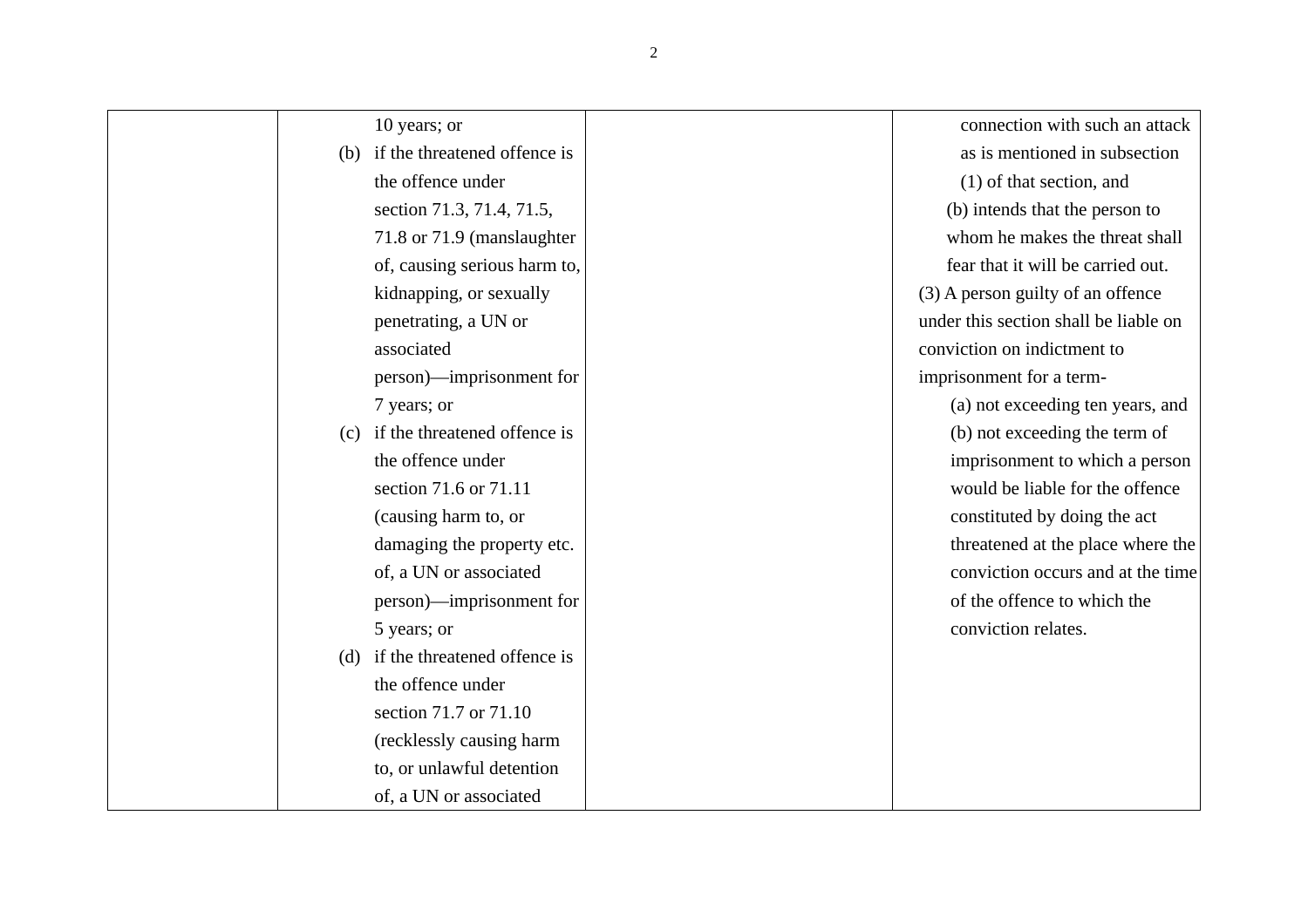| | | | |
|---|---|---|---|
| | 10 years; or<br>(b) if the threatened offence is the offence under section 71.3, 71.4, 71.5, 71.8 or 71.9 (manslaughter of, causing serious harm to, kidnapping, or sexually penetrating, a UN or associated person)—imprisonment for 7 years; or<br>(c) if the threatened offence is the offence under section 71.6 or 71.11 (causing harm to, or damaging the property etc. of, a UN or associated person)—imprisonment for 5 years; or<br>(d) if the threatened offence is the offence under section 71.7 or 71.10 (recklessly causing harm to, or unlawful detention of, a UN or associated | | connection with such an attack as is mentioned in subsection (1) of that section, and<br>(b) intends that the person to whom he makes the threat shall fear that it will be carried out.<br>(3) A person guilty of an offence under this section shall be liable on conviction on indictment to imprisonment for a term-<br>(a) not exceeding ten years, and<br>(b) not exceeding the term of imprisonment to which a person would be liable for the offence constituted by doing the act threatened at the place where the conviction occurs and at the time of the offence to which the conviction relates. |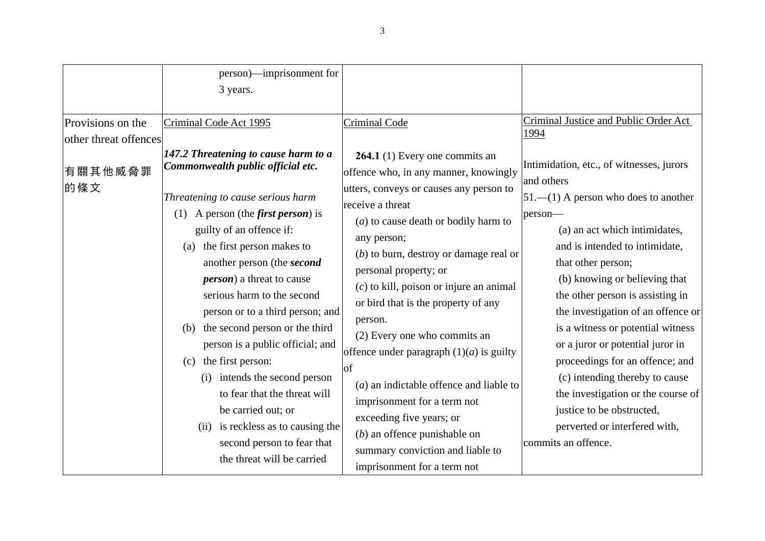| | | | |
|---|---|---|---|
| | person)—imprisonment for 3 years. | | |
| Provisions on the other threat offences<br><br>有關其他威脅罪的條文 | Criminal Code Act 1995<br><br>***147.2 Threatening to cause harm to a Commonwealth public official etc.***<br><br>*Threatening to cause serious harm*<br>(1) A person (the ***first person***) is guilty of an offence if:<br>(a) the first person makes to another person (the ***second person***) a threat to cause serious harm to the second person or to a third person; and<br>(b) the second person or the third person is a public official; and<br>(c) the first person:<br>(i) intends the second person to fear that the threat will be carried out; or<br>(ii) is reckless as to causing the second person to fear that the threat will be carried | Criminal Code<br><br>**264.1** (1) Every one commits an offence who, in any manner, knowingly utters, conveys or causes any person to receive a threat<br>(*a*) to cause death or bodily harm to any person;<br>(*b*) to burn, destroy or damage real or personal property; or<br>(*c*) to kill, poison or injure an animal or bird that is the property of any person.<br>(2) Every one who commits an offence under paragraph (1)(*a*) is guilty of<br>(*a*) an indictable offence and liable to imprisonment for a term not exceeding five years; or<br>(*b*) an offence punishable on summary conviction and liable to imprisonment for a term not | Criminal Justice and Public Order Act 1994<br><br>Intimidation, etc., of witnesses, jurors and others<br>51.—(1) A person who does to another person—<br>(a) an act which intimidates, and is intended to intimidate, that other person;<br>(b) knowing or believing that the other person is assisting in the investigation of an offence or is a witness or potential witness or a juror or potential juror in proceedings for an offence; and<br>(c) intending thereby to cause the investigation or the course of justice to be obstructed, perverted or interfered with,<br>commits an offence. |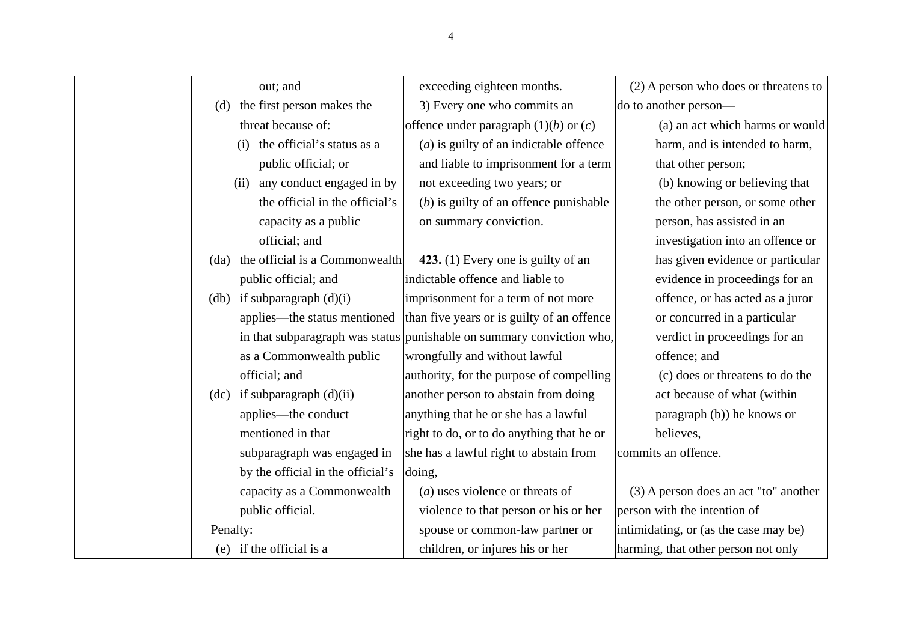| | | | |
|---|---|---|---|
| | out; and<br>(d) the first person makes the threat because of:<br>(i) the official's status as a public official; or<br>(ii) any conduct engaged in by the official in the official's capacity as a public official; and<br>(da) the official is a Commonwealth public official; and<br>(db) if subparagraph (d)(i) applies—the status mentioned in that subparagraph was status as a Commonwealth public official; and<br>(dc) if subparagraph (d)(ii) applies—the conduct mentioned in that subparagraph was engaged in by the official in the official's capacity as a Commonwealth public official.<br>Penalty:<br>(e) if the official is a | exceeding eighteen months.<br>3) Every one who commits an offence under paragraph (1)(*b*) or (*c*)<br>(*a*) is guilty of an indictable offence and liable to imprisonment for a term not exceeding two years; or<br>(*b*) is guilty of an offence punishable on summary conviction.<br><br>**423.** (1) Every one is guilty of an indictable offence and liable to imprisonment for a term of not more than five years or is guilty of an offence punishable on summary conviction who, wrongfully and without lawful authority, for the purpose of compelling another person to abstain from doing anything that he or she has a lawful right to do, or to do anything that he or she has a lawful right to abstain from doing,<br>(*a*) uses violence or threats of violence to that person or his or her spouse or common-law partner or children, or injures his or her | (2) A person who does or threatens to do to another person—<br>(a) an act which harms or would harm, and is intended to harm, that other person;<br>(b) knowing or believing that the other person, or some other person, has assisted in an investigation into an offence or has given evidence or particular evidence in proceedings for an offence, or has acted as a juror or concurred in a particular verdict in proceedings for an offence; and<br>(c) does or threatens to do the act because of what (within paragraph (b)) he knows or believes,<br>commits an offence.<br><br>(3) A person does an act "to" another person with the intention of intimidating, or (as the case may be) harming, that other person not only |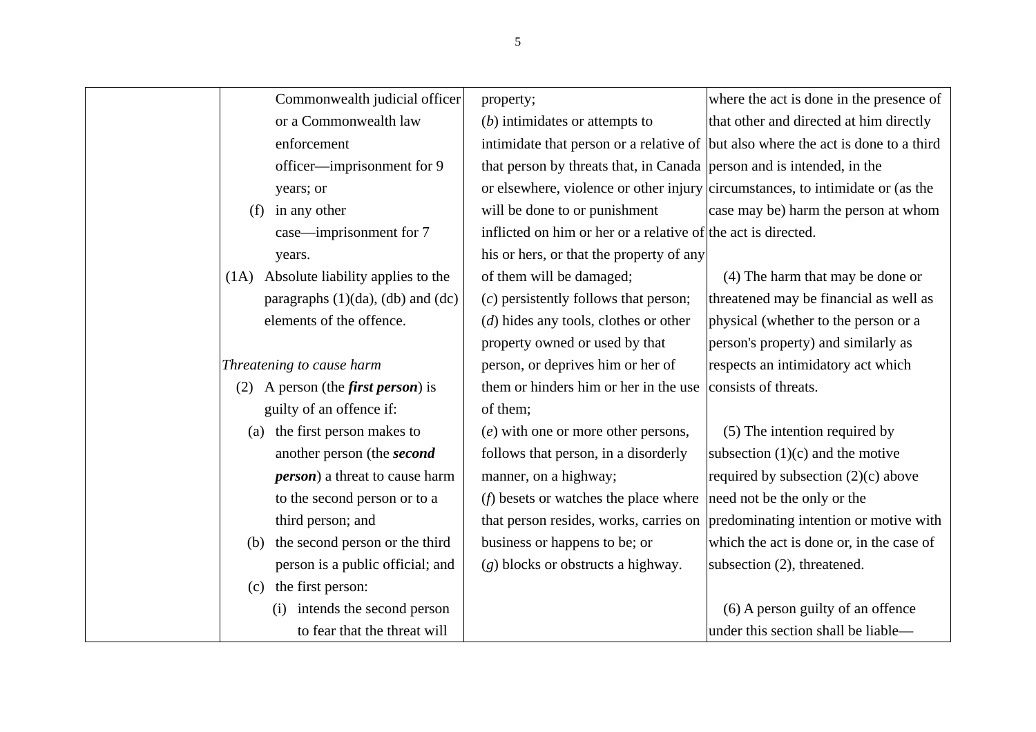| | | | |
|---|---|---|---|
| | Commonwealth judicial officer or a Commonwealth law enforcement officer—imprisonment for 9 years; or<br>(f) in any other case—imprisonment for 7 years.<br>(1A) Absolute liability applies to the paragraphs (1)(da), (db) and (dc) elements of the offence.<br><br>*Threatening to cause harm*<br>(2) A person (the ***first person***) is guilty of an offence if:<br>(a) the first person makes to another person (the ***second person***) a threat to cause harm to the second person or to a third person; and<br>(b) the second person or the third person is a public official; and<br>(c) the first person:<br>(i) intends the second person to fear that the threat will | property;<br>(*b*) intimidates or attempts to intimidate that person or a relative of that person by threats that, in Canada or elsewhere, violence or other injury will be done to or punishment inflicted on him or her or a relative of his or hers, or that the property of any of them will be damaged;<br>(*c*) persistently follows that person;<br>(*d*) hides any tools, clothes or other property owned or used by that person, or deprives him or her of them or hinders him or her in the use of them;<br>(*e*) with one or more other persons, follows that person, in a disorderly manner, on a highway;<br>(*f*) besets or watches the place where that person resides, works, carries on business or happens to be; or<br>(*g*) blocks or obstructs a highway. | where the act is done in the presence of that other and directed at him directly but also where the act is done to a third person and is intended, in the circumstances, to intimidate or (as the case may be) harm the person at whom the act is directed.<br><br>(4) The harm that may be done or threatened may be financial as well as physical (whether to the person or a person's property) and similarly as respects an intimidatory act which consists of threats.<br><br>(5) The intention required by subsection (1)(c) and the motive required by subsection (2)(c) above need not be the only or the predominating intention or motive with which the act is done or, in the case of subsection (2), threatened.<br><br>(6) A person guilty of an offence under this section shall be liable— |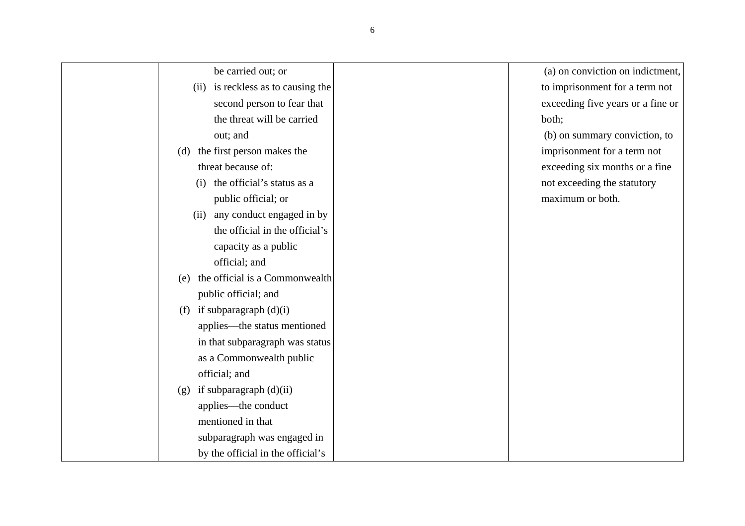| | | | |
|---|---|---|---|
| | be carried out; or<br>(ii) is reckless as to causing the second person to fear that the threat will be carried out; and<br>(d) the first person makes the threat because of:<br>(i) the official's status as a public official; or<br>(ii) any conduct engaged in by the official in the official's capacity as a public official; and<br>(e) the official is a Commonwealth public official; and<br>(f) if subparagraph (d)(i) applies—the status mentioned in that subparagraph was status as a Commonwealth public official; and<br>(g) if subparagraph (d)(ii) applies—the conduct mentioned in that subparagraph was engaged in by the official in the official's | | (a) on conviction on indictment, to imprisonment for a term not exceeding five years or a fine or both;<br>(b) on summary conviction, to imprisonment for a term not exceeding six months or a fine not exceeding the statutory maximum or both. |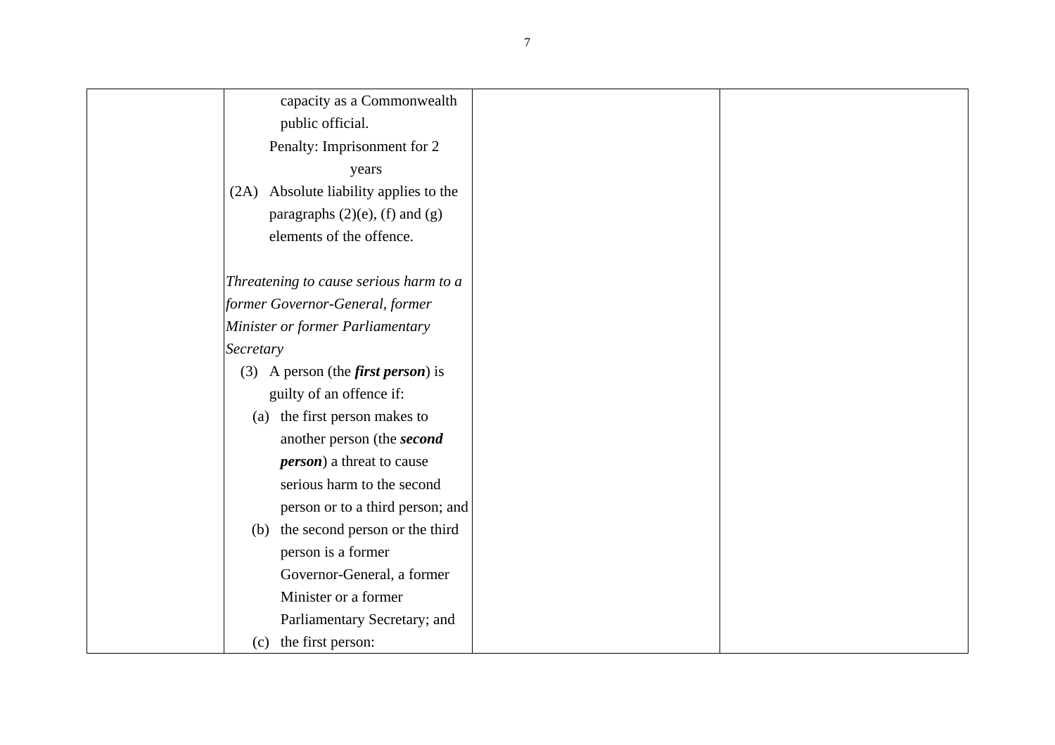| | | | |
|---|---|---|---|
| | capacity as a Commonwealth public official.<br>Penalty: Imprisonment for 2 years<br>(2A) Absolute liability applies to the paragraphs (2)(e), (f) and (g) elements of the offence.<br><br>*Threatening to cause serious harm to a former Governor-General, former Minister or former Parliamentary Secretary*<br>(3) A person (the ***first person***) is guilty of an offence if:<br>(a) the first person makes to another person (the ***second person***) a threat to cause serious harm to the second person or to a third person; and<br>(b) the second person or the third person is a former Governor-General, a former Minister or a former Parliamentary Secretary; and<br>(c) the first person: | | |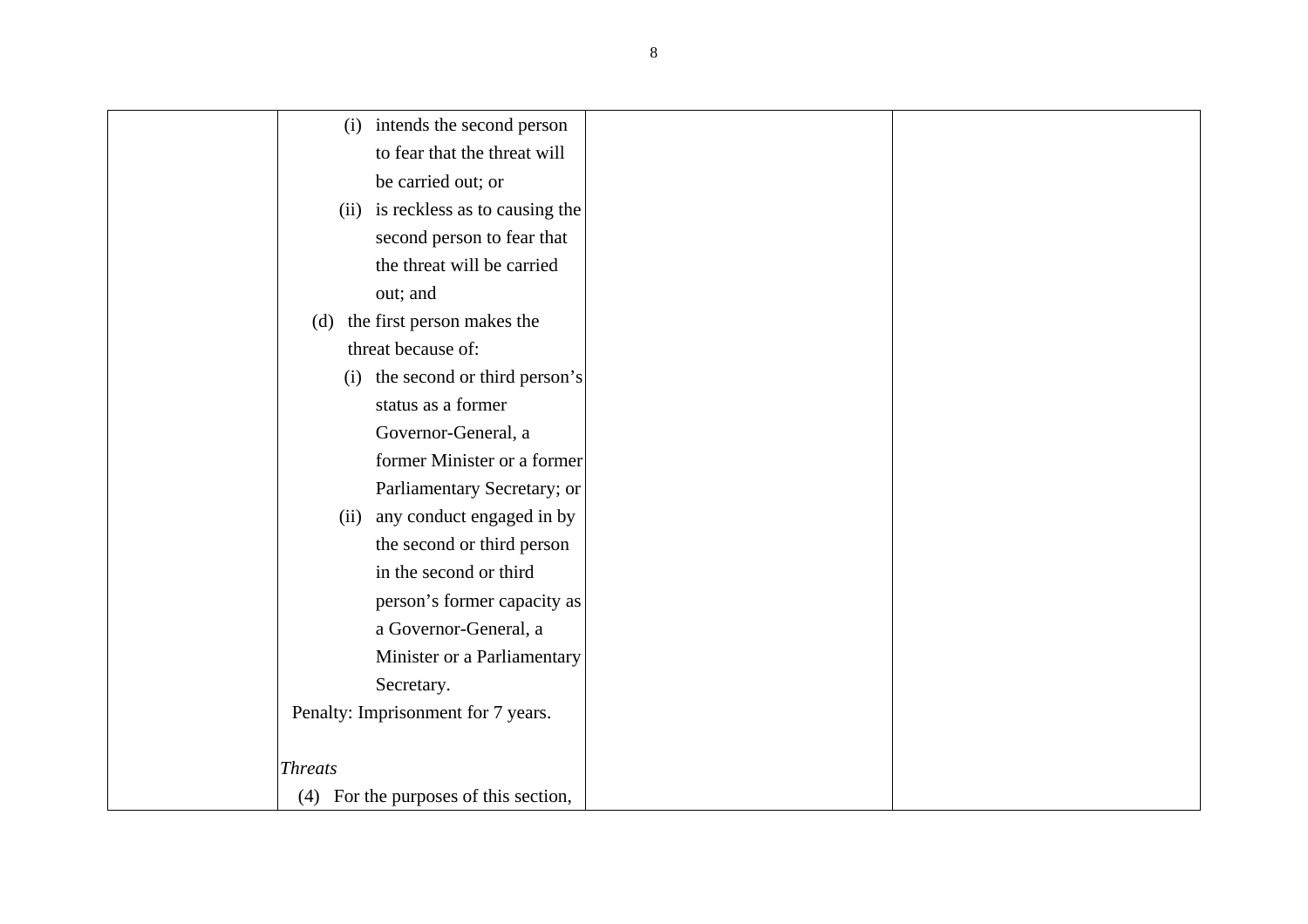| | (i) intends the second person to fear that the threat will be carried out; or<br>(ii) is reckless as to causing the second person to fear that the threat will be carried out; and<br>(d) the first person makes the threat because of:<br>(i) the second or third person's status as a former Governor-General, a former Minister or a former Parliamentary Secretary; or<br>(ii) any conduct engaged in by the second or third person in the second or third person's former capacity as a Governor-General, a Minister or a Parliamentary Secretary.<br>Penalty: Imprisonment for 7 years.<br><br>*Threats*<br>(4) For the purposes of this section, | | |
|---|---|---|---|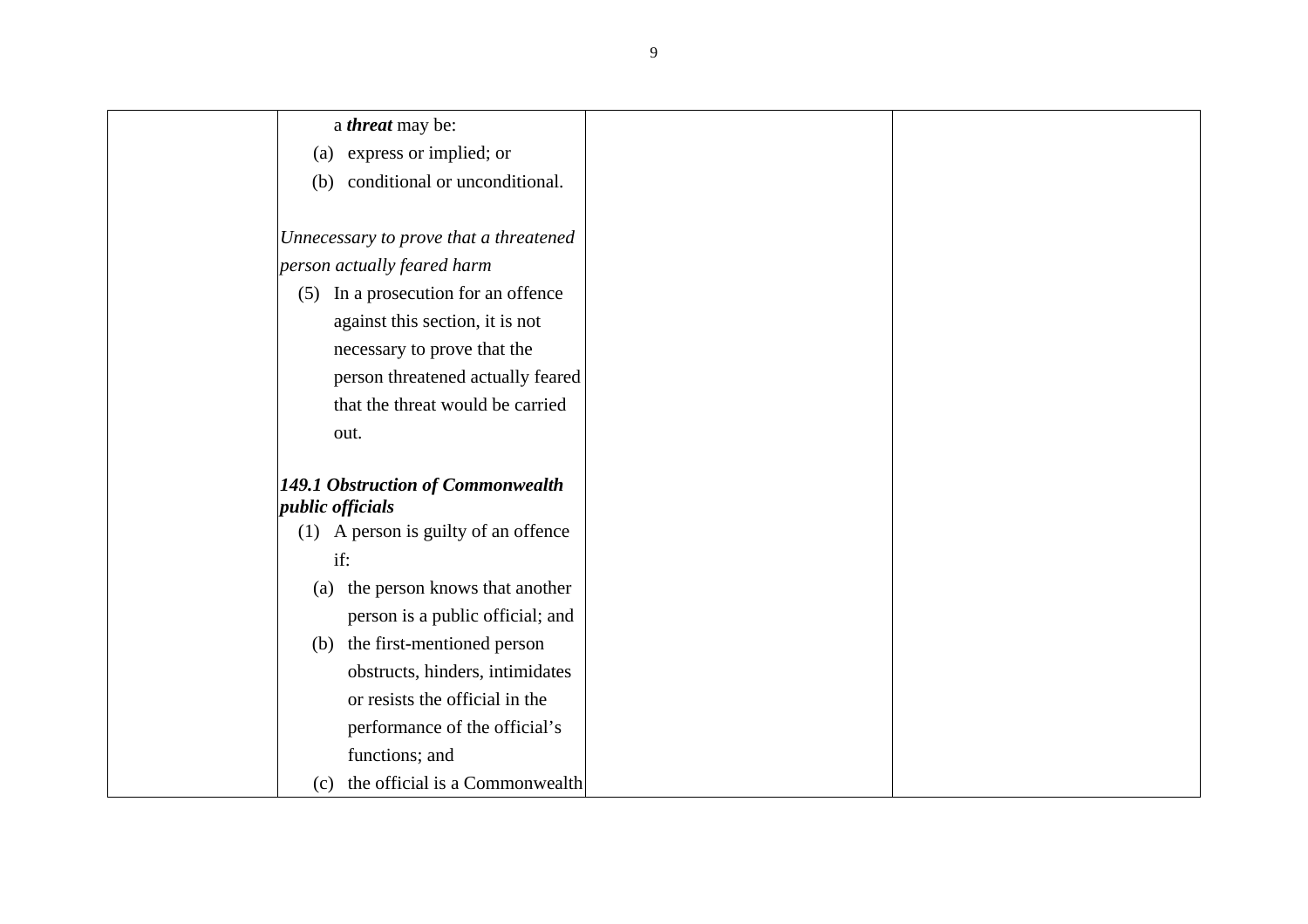| | | | |
|---|---|---|---|
| | a ***threat*** may be:<br>(a) express or implied; or<br>(b) conditional or unconditional.<br><br>*Unnecessary to prove that a threatened person actually feared harm*<br>(5) In a prosecution for an offence against this section, it is not necessary to prove that the person threatened actually feared that the threat would be carried out.<br><br>***149.1 Obstruction of Commonwealth public officials***<br>(1) A person is guilty of an offence if:<br>(a) the person knows that another person is a public official; and<br>(b) the first-mentioned person obstructs, hinders, intimidates or resists the official in the performance of the official's functions; and<br>(c) the official is a Commonwealth | | |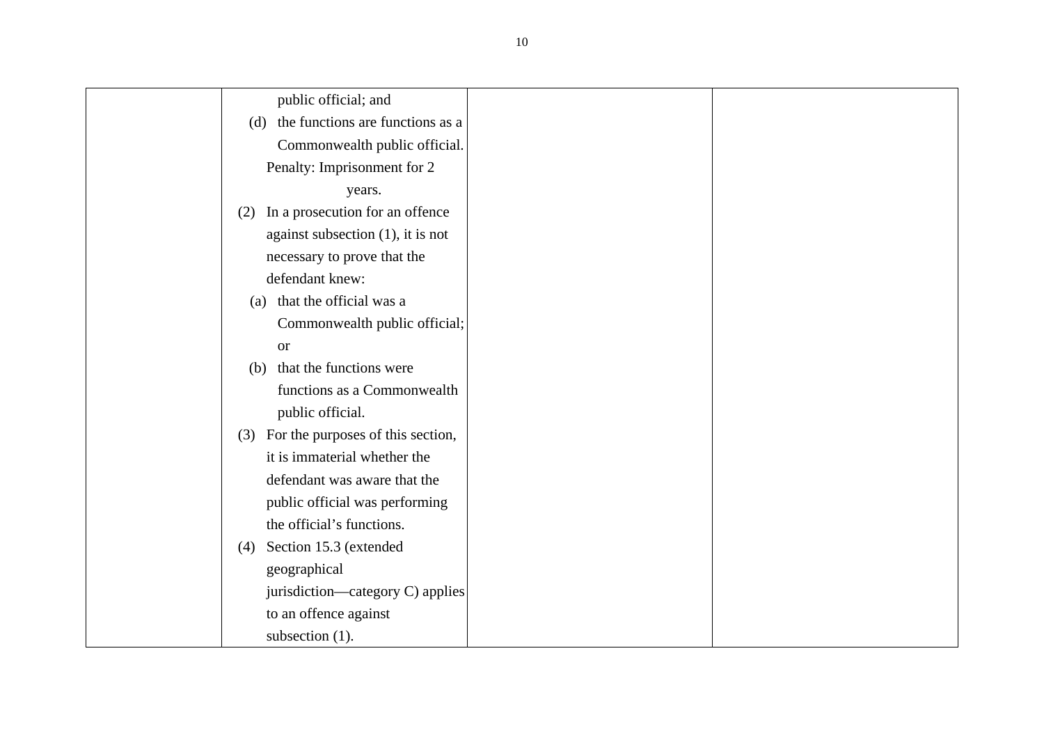|  |  |  |  |
|---|---|---|---|
|  | public official; and<br>(d) the functions are functions as a Commonwealth public official.<br>Penalty: Imprisonment for 2 years.<br>(2) In a prosecution for an offence against subsection (1), it is not necessary to prove that the defendant knew:<br>(a) that the official was a Commonwealth public official; or<br>(b) that the functions were functions as a Commonwealth public official.<br>(3) For the purposes of this section, it is immaterial whether the defendant was aware that the public official was performing the official's functions.<br>(4) Section 15.3 (extended geographical jurisdiction—category C) applies to an offence against subsection (1). |  |  |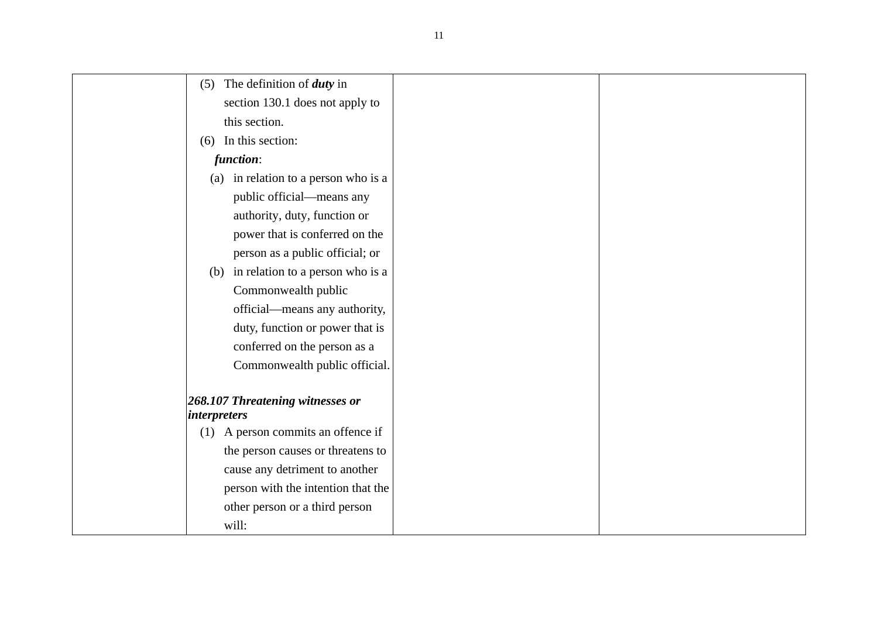| | | | |
|---|---|---|---|
| | (5) The definition of ***duty*** in section 130.1 does not apply to this section.<br>(6) In this section:<br>***function***:<br>(a) in relation to a person who is a public official—means any authority, duty, function or power that is conferred on the person as a public official; or<br>(b) in relation to a person who is a Commonwealth public official—means any authority, duty, function or power that is conferred on the person as a Commonwealth public official.<br><br>***268.107 Threatening witnesses or interpreters***<br>(1) A person commits an offence if the person causes or threatens to cause any detriment to another person with the intention that the other person or a third person will: | | |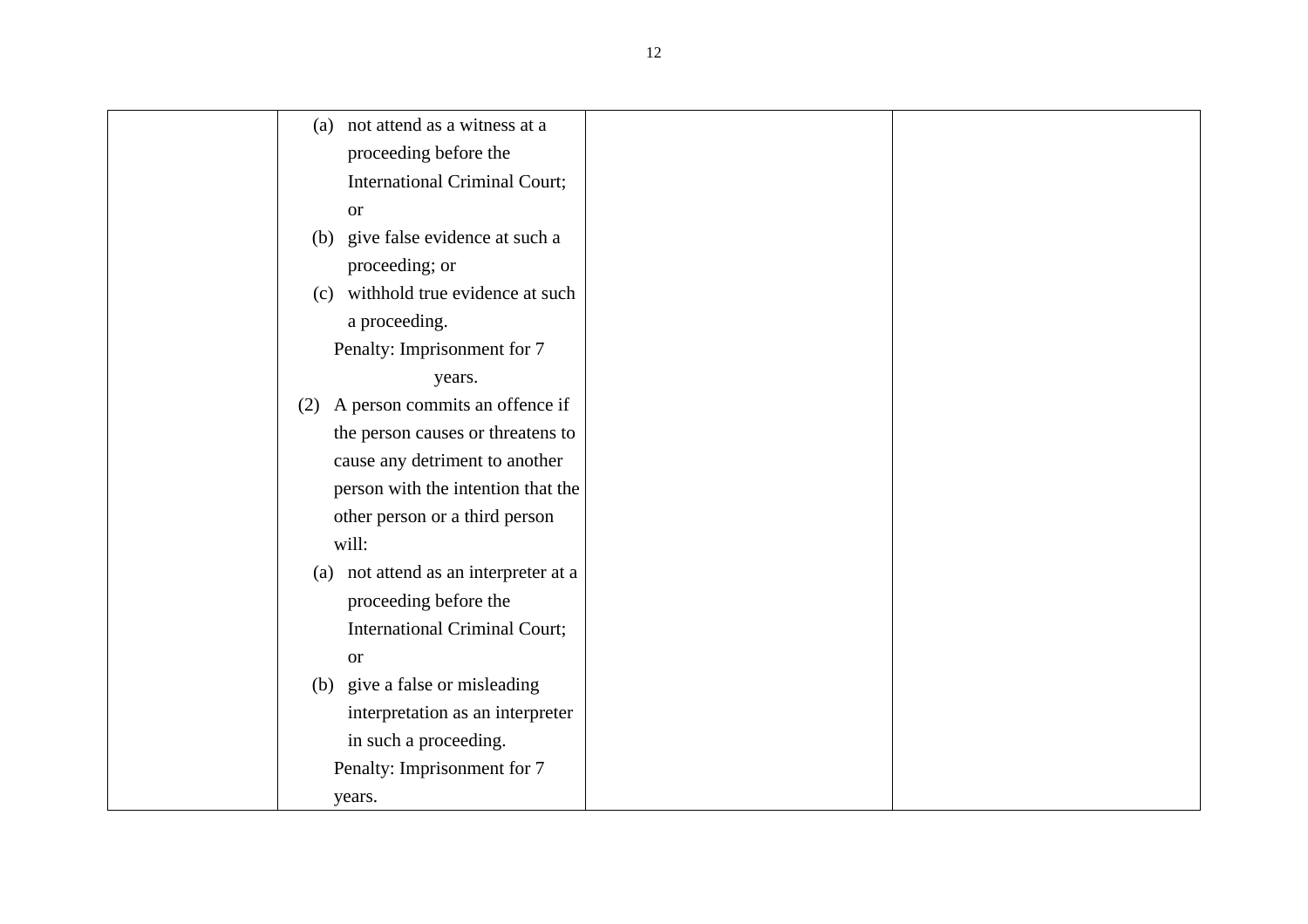| | | | |
|---|---|---|---|
| | (a) not attend as a witness at a proceeding before the International Criminal Court; or<br>(b) give false evidence at such a proceeding; or<br>(c) withhold true evidence at such a proceeding.<br>Penalty: Imprisonment for 7 years.<br>(2) A person commits an offence if the person causes or threatens to cause any detriment to another person with the intention that the other person or a third person will:<br>(a) not attend as an interpreter at a proceeding before the International Criminal Court; or<br>(b) give a false or misleading interpretation as an interpreter in such a proceeding.<br>Penalty: Imprisonment for 7 years. | | |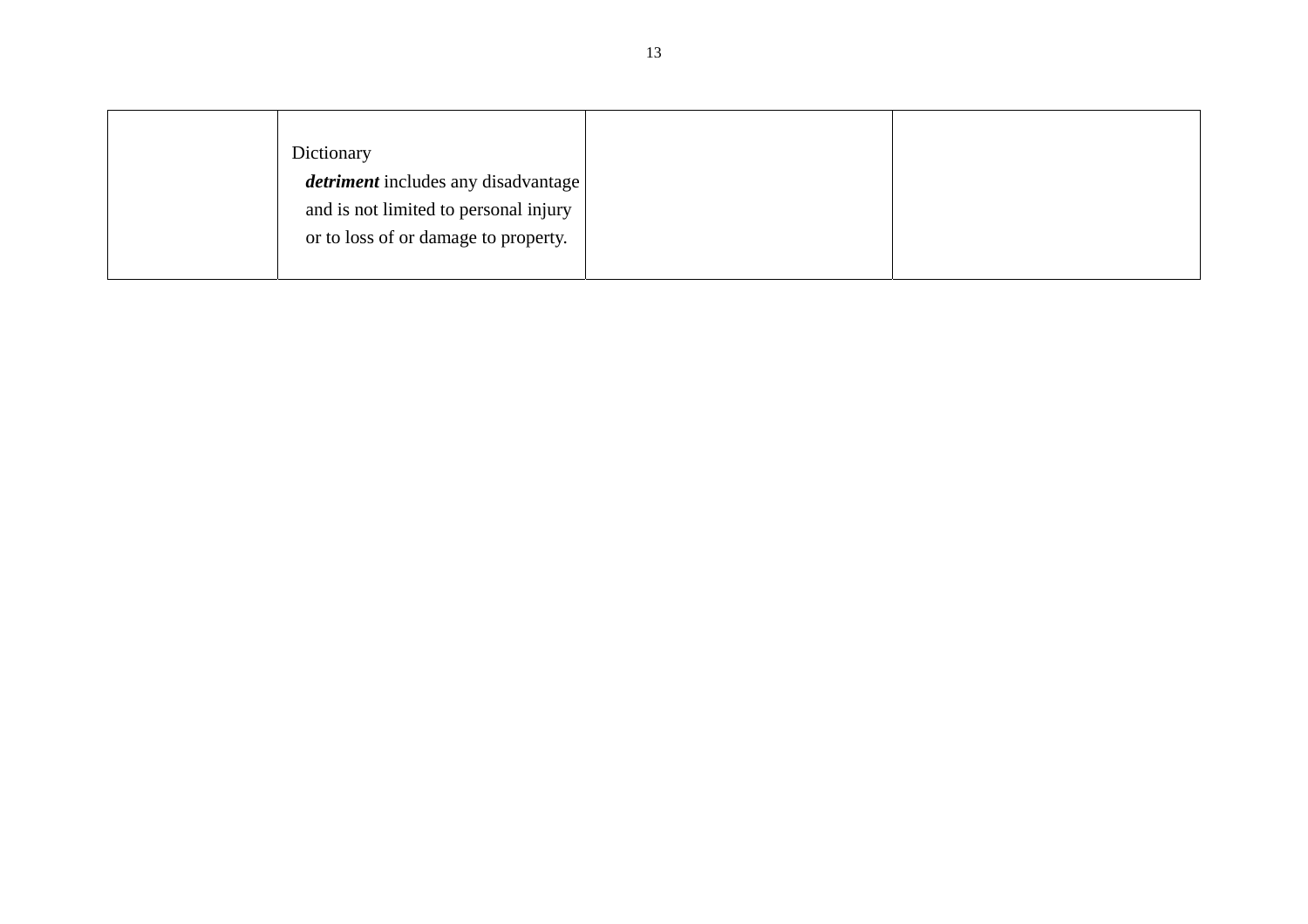| | | | |
|---|---|---|---|
| | Dictionary<br>***detriment*** includes any disadvantage and is not limited to personal injury or to loss of or damage to property. | | |